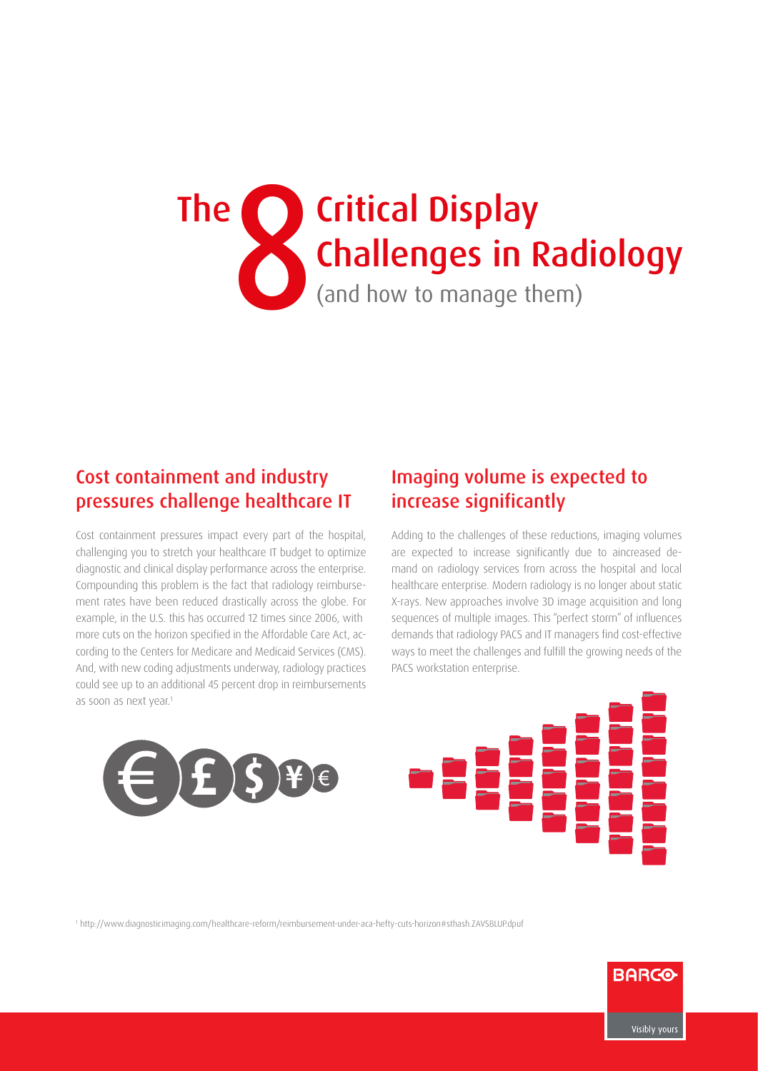# The 8 Critical Display Challenges in Radiology

(and how to manage them)

## Cost containment and industry pressures challenge healthcare IT

Cost containment pressures impact every part of the hospital, challenging you to stretch your healthcare IT budget to optimize diagnostic and clinical display performance across the enterprise. Compounding this problem is the fact that radiology reimbursement rates have been reduced drastically across the globe. For example, in the U.S. this has occurred 12 times since 2006, with more cuts on the horizon specified in the Affordable Care Act, according to the Centers for Medicare and Medicaid Services (CMS). And, with new coding adjustments underway, radiology practices could see up to an additional 45 percent drop in reimbursements as soon as next year.[1]

## Imaging volume is expected to increase significantly

Adding to the challenges of these reductions, imaging volumes are expected to increase significantly due to aincreased demand on radiology services from across the hospital and local healthcare enterprise. Modern radiology is no longer about static X-rays. New approaches involve 3D image acquisition and long sequences of multiple images. This "perfect storm" of influences demands that radiology PACS and IT managers find cost-effective ways to meet the challenges and fulfill the growing needs of the PACS workstation enterprise.

[1] http://www.diagnosticimaging.com/healthcare-reform/reimbursement-under-aca-hefty-cuts-horizon#sthash.ZAVSBLUP.dpuf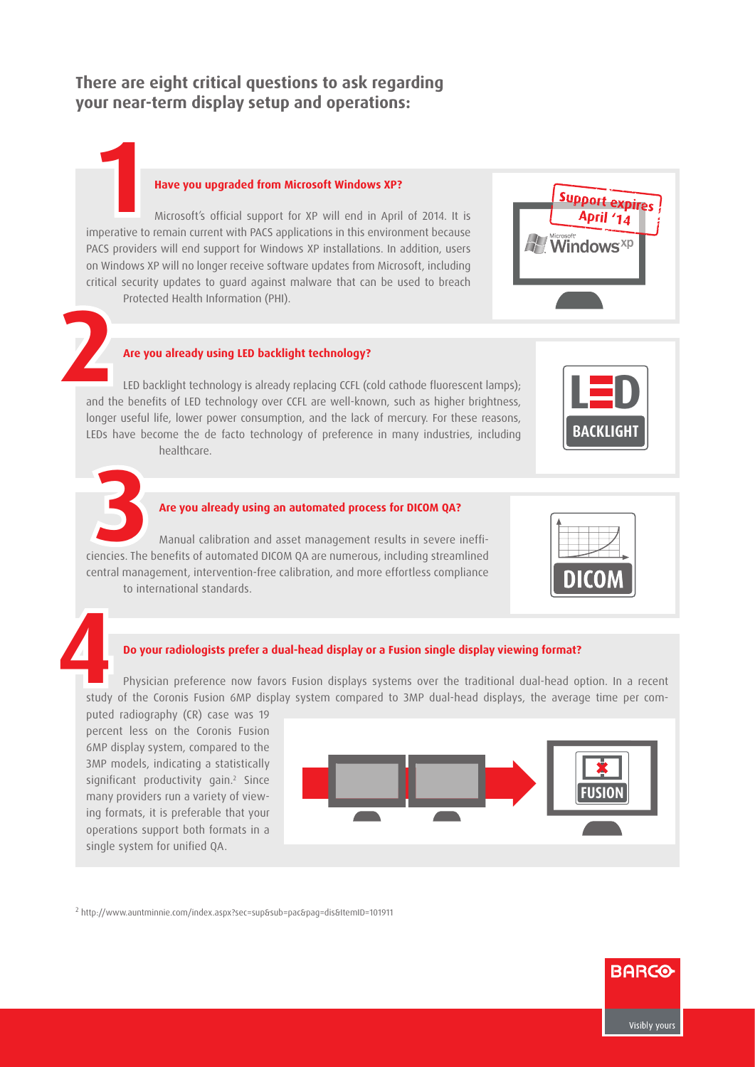## There are eight critical questions to ask regarding your near-term display setup and operations:

### 1 Have you upgraded from Microsoft Windows XP?

Microsoft's official support for XP will end in April of 2014. It is imperative to remain current with PACS applications in this environment because PACS providers will end support for Windows XP installations. In addition, users on Windows XP will no longer receive software updates from Microsoft, including critical security updates to guard against malware that can be used to breach Protected Health Information (PHI).

### 2 Are you already using LED backlight technology?

LED backlight technology is already replacing CCFL (cold cathode fluorescent lamps); and the benefits of LED technology over CCFL are well-known, such as higher brightness, longer useful life, lower power consumption, and the lack of mercury. For these reasons, LEDs have become the de facto technology of preference in many industries, including healthcare.

### 3 Are you already using an automated process for DICOM QA?

Manual calibration and asset management results in severe inefficiencies. The benefits of automated DICOM QA are numerous, including streamlined central management, intervention-free calibration, and more effortless compliance to international standards.

### 4 Do your radiologists prefer a dual-head display or a Fusion single display viewing format?

Physician preference now favors Fusion displays systems over the traditional dual-head option. In a recent study of the Coronis Fusion 6MP display system compared to 3MP dual-head displays, the average time per computed radiography (CR) case was 19 percent less on the Coronis Fusion 6MP display system, compared to the 3MP models, indicating a statistically significant productivity gain.[2] Since many providers run a variety of viewing formats, it is preferable that your operations support both formats in a single system for unified QA.

[2] http://www.auntminnie.com/index.aspx?sec=sup&sub=pac&pag=dis&ItemID=101911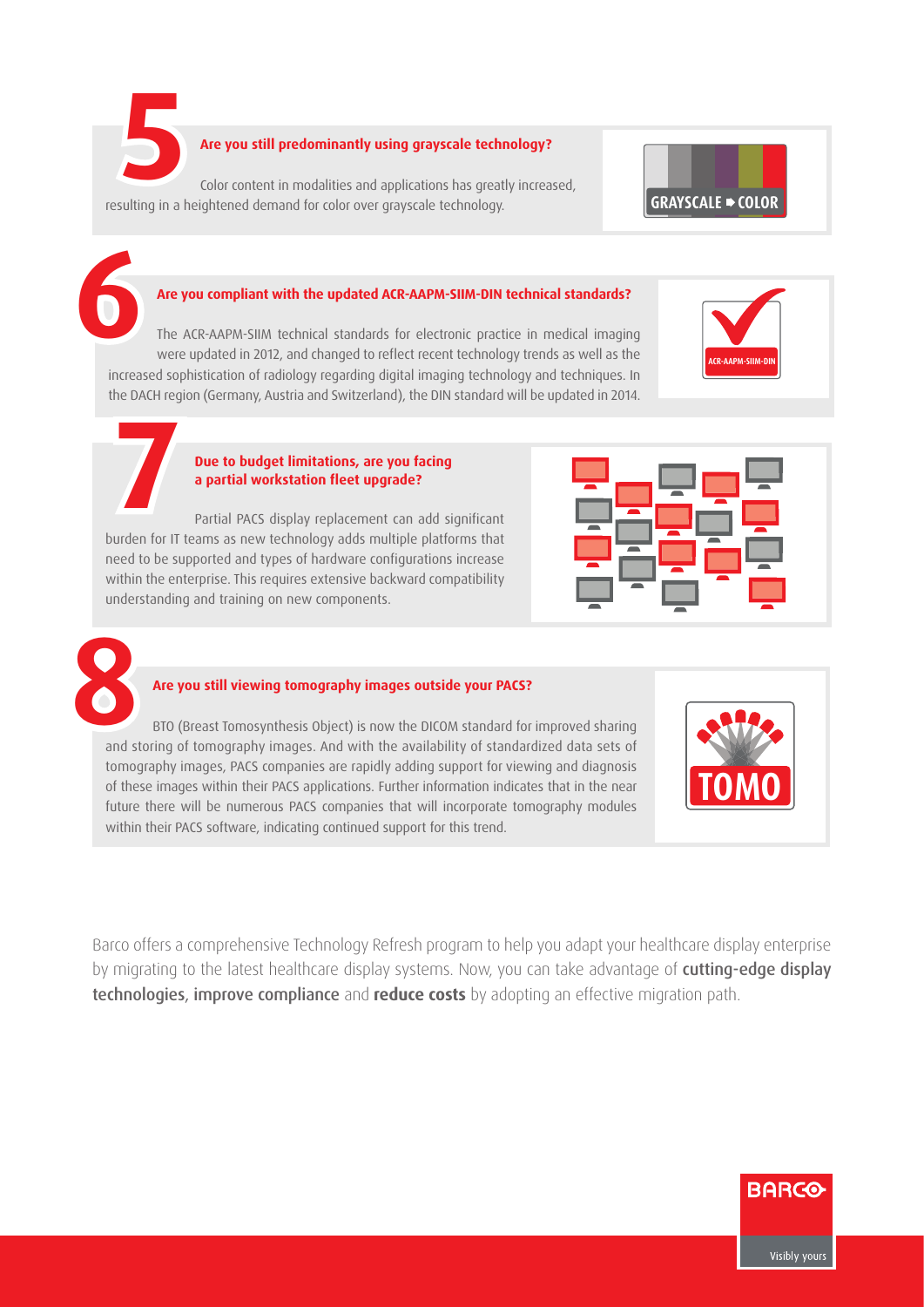## 5 Are you still predominantly using grayscale technology?

Color content in modalities and applications has greatly increased, resulting in a heightened demand for color over grayscale technology.

## 6 Are you compliant with the updated ACR-AAPM-SIIM-DIN technical standards?

The ACR-AAPM-SIIM technical standards for electronic practice in medical imaging were updated in 2012, and changed to reflect recent technology trends as well as the increased sophistication of radiology regarding digital imaging technology and techniques. In the DACH region (Germany, Austria and Switzerland), the DIN standard will be updated in 2014.

## 7 Due to budget limitations, are you facing a partial workstation fleet upgrade?

Partial PACS display replacement can add significant burden for IT teams as new technology adds multiple platforms that need to be supported and types of hardware configurations increase within the enterprise. This requires extensive backward compatibility understanding and training on new components.

## 8 Are you still viewing tomography images outside your PACS?

BTO (Breast Tomosynthesis Object) is now the DICOM standard for improved sharing and storing of tomography images. And with the availability of standardized data sets of tomography images, PACS companies are rapidly adding support for viewing and diagnosis of these images within their PACS applications. Further information indicates that in the near future there will be numerous PACS companies that will incorporate tomography modules within their PACS software, indicating continued support for this trend.

Barco offers a comprehensive Technology Refresh program to help you adapt your healthcare display enterprise by migrating to the latest healthcare display systems. Now, you can take advantage of **cutting-edge display technologies**, **improve compliance** and **reduce costs** by adopting an effective migration path.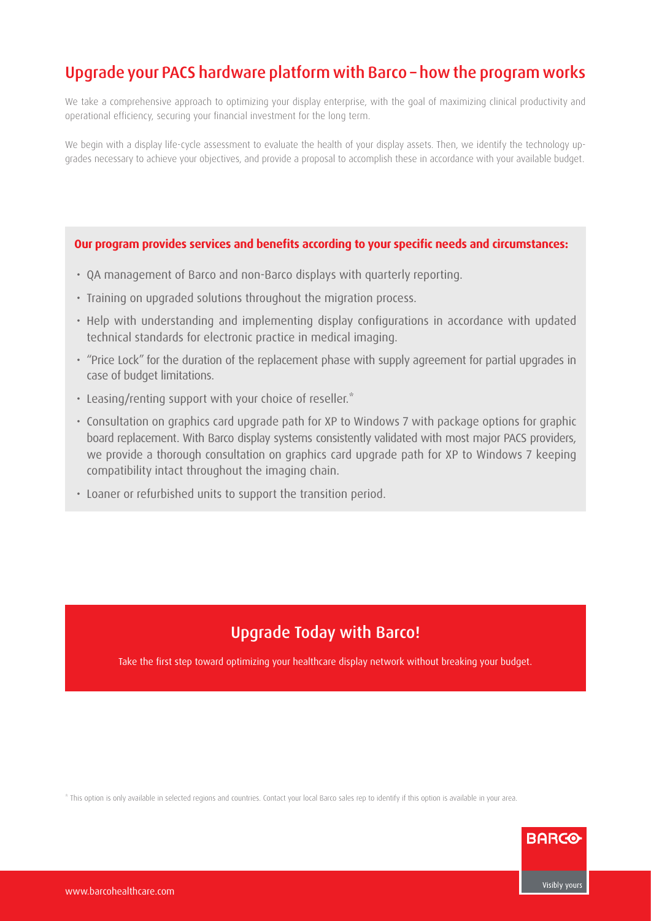## Upgrade your PACS hardware platform with Barco – how the program works

We take a comprehensive approach to optimizing your display enterprise, with the goal of maximizing clinical productivity and operational efficiency, securing your financial investment for the long term.

We begin with a display life-cycle assessment to evaluate the health of your display assets. Then, we identify the technology upgrades necessary to achieve your objectives, and provide a proposal to accomplish these in accordance with your available budget.

**Our program provides services and benefits according to your specific needs and circumstances:**

- QA management of Barco and non-Barco displays with quarterly reporting.
- Training on upgraded solutions throughout the migration process.
- Help with understanding and implementing display configurations in accordance with updated technical standards for electronic practice in medical imaging.
- "Price Lock" for the duration of the replacement phase with supply agreement for partial upgrades in case of budget limitations.
- Leasing/renting support with your choice of reseller.*
- Consultation on graphics card upgrade path for XP to Windows 7 with package options for graphic board replacement. With Barco display systems consistently validated with most major PACS providers, we provide a thorough consultation on graphics card upgrade path for XP to Windows 7 keeping compatibility intact throughout the imaging chain.
- Loaner or refurbished units to support the transition period.

## Upgrade Today with Barco!

Take the first step toward optimizing your healthcare display network without breaking your budget.

* This option is only available in selected regions and countries. Contact your local Barco sales rep to identify if this option is available in your area.

BARCO

Visibly yours

www.barcohealthcare.com